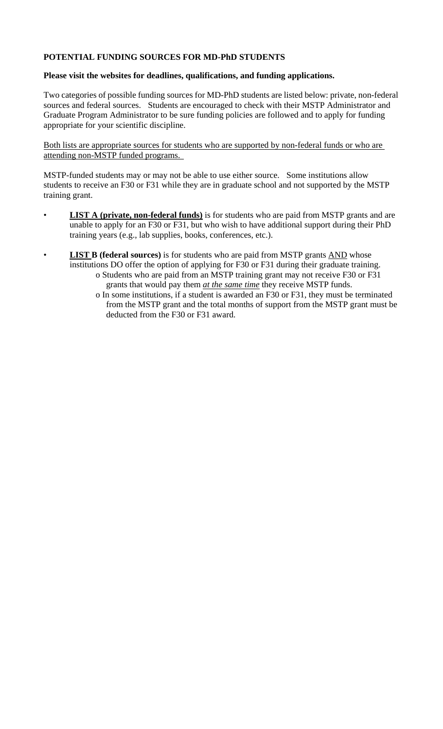**POTENTIAL FUNDING SOURCES FOR MD-PhD STUDENTS**

**Please visit the websites for deadlines, qualifications, and funding applications.**

Two categories of possible funding sources for MD-PhD students are listed below: private, non-federal sources and federal sources. Students are encouraged to check with their MSTP Administrator and Graduate Program Administrator to be sure funding policies are followed and to apply for funding appropriate for your scientific discipline.

<u>Both lists are appropriate sources for students who are supported by non-federal funds or who are attending non-MSTP funded programs.</u>

MSTP-funded students may or may not be able to use either source. Some institutions allow students to receive an F30 or F31 while they are in graduate school and not supported by the MSTP training grant.

- **<u>LIST A (private, non-federal funds)</u>** is for students who are paid from MSTP grants and are unable to apply for an F30 or F31, but who wish to have additional support during their PhD training years (e.g., lab supplies, books, conferences, etc.).

- **<u>LIST</u> B (federal sources)** is for students who are paid from MSTP grants <u>AND</u> whose institutions DO offer the option of applying for F30 or F31 during their graduate training.
  - Students who are paid from an MSTP training grant may not receive F30 or F31 grants that would pay them ***<u>at the same time</u>*** they receive MSTP funds.
  - In some institutions, if a student is awarded an F30 or F31, they must be terminated from the MSTP grant and the total months of support from the MSTP grant must be deducted from the F30 or F31 award.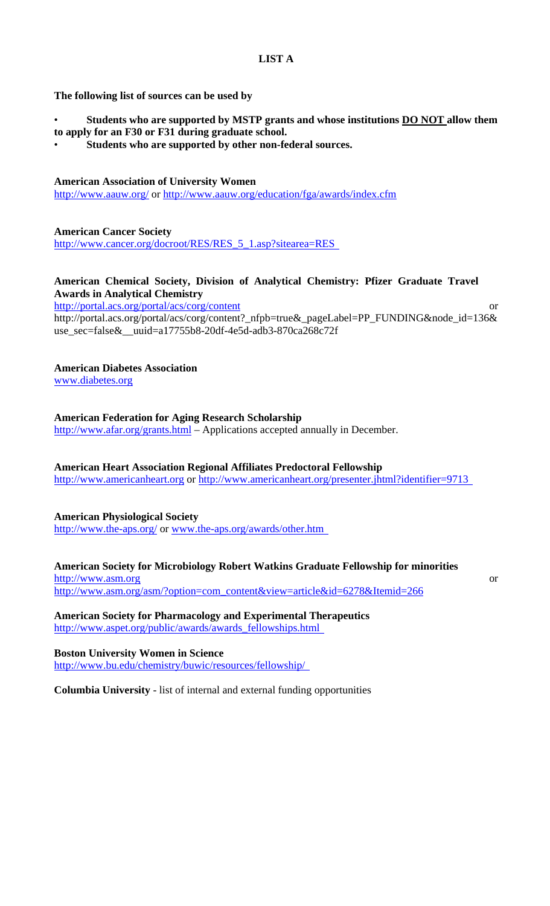## LIST A

**The following list of sources can be used by**

- **Students who are supported by MSTP grants and whose institutions DO NOT allow them to apply for an F30 or F31 during graduate school.**
- **Students who are supported by other non-federal sources.**

**American Association of University Women**
http://www.aauw.org/ or http://www.aauw.org/education/fga/awards/index.cfm

**American Cancer Society**
http://www.cancer.org/docroot/RES/RES_5_1.asp?sitearea=RES

**American Chemical Society, Division of Analytical Chemistry: Pfizer Graduate Travel Awards in Analytical Chemistry**
http://portal.acs.org/portal/acs/corg/content or
http://portal.acs.org/portal/acs/corg/content?_nfpb=true&_pageLabel=PP_FUNDING&node_id=136&use_sec=false&__uuid=a17755b8-20df-4e5d-adb3-870ca268c72f

**American Diabetes Association**
www.diabetes.org

**American Federation for Aging Research Scholarship**
http://www.afar.org/grants.html – Applications accepted annually in December.

**American Heart Association Regional Affiliates Predoctoral Fellowship**
http://www.americanheart.org or http://www.americanheart.org/presenter.jhtml?identifier=9713

**American Physiological Society**
http://www.the-aps.org/ or www.the-aps.org/awards/other.htm

**American Society for Microbiology Robert Watkins Graduate Fellowship for minorities**
http://www.asm.org or
http://www.asm.org/asm/?option=com_content&view=article&id=6278&Itemid=266

**American Society for Pharmacology and Experimental Therapeutics**
http://www.aspet.org/public/awards/awards_fellowships.html

**Boston University Women in Science**
http://www.bu.edu/chemistry/buwic/resources/fellowship/

**Columbia University** - list of internal and external funding opportunities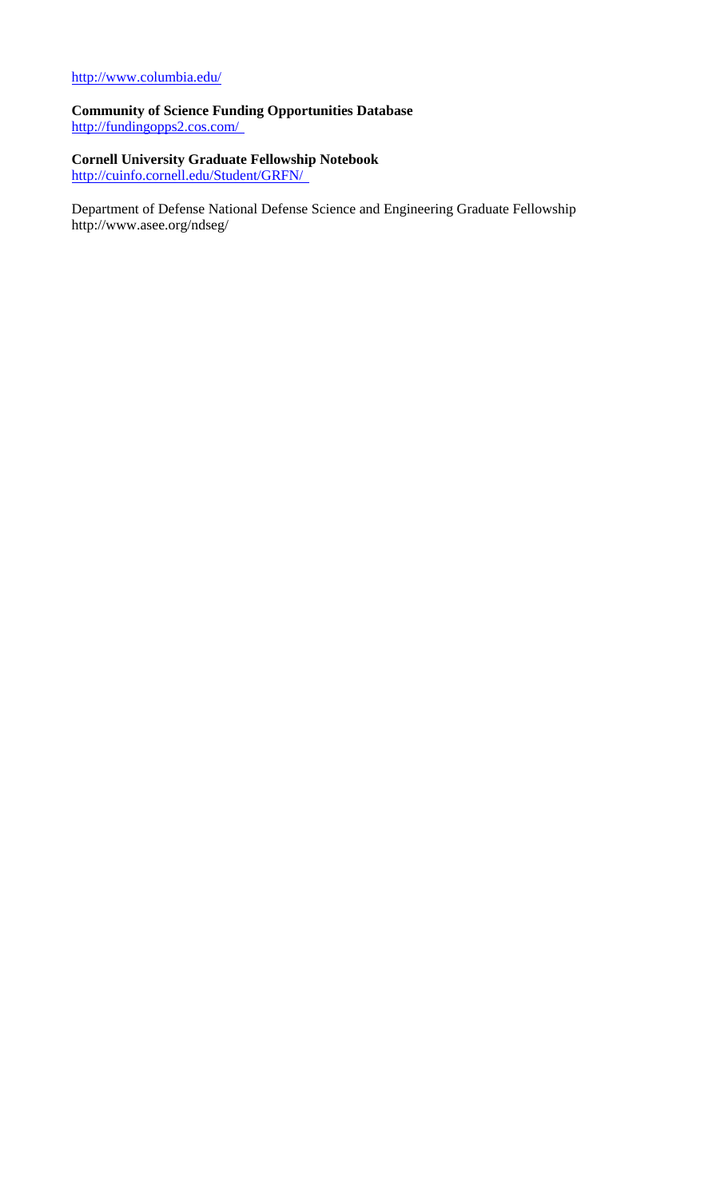http://www.columbia.edu/

**Community of Science Funding Opportunities Database**
http://fundingopps2.cos.com/

**Cornell University Graduate Fellowship Notebook**
http://cuinfo.cornell.edu/Student/GRFN/

Department of Defense National Defense Science and Engineering Graduate Fellowship
http://www.asee.org/ndseg/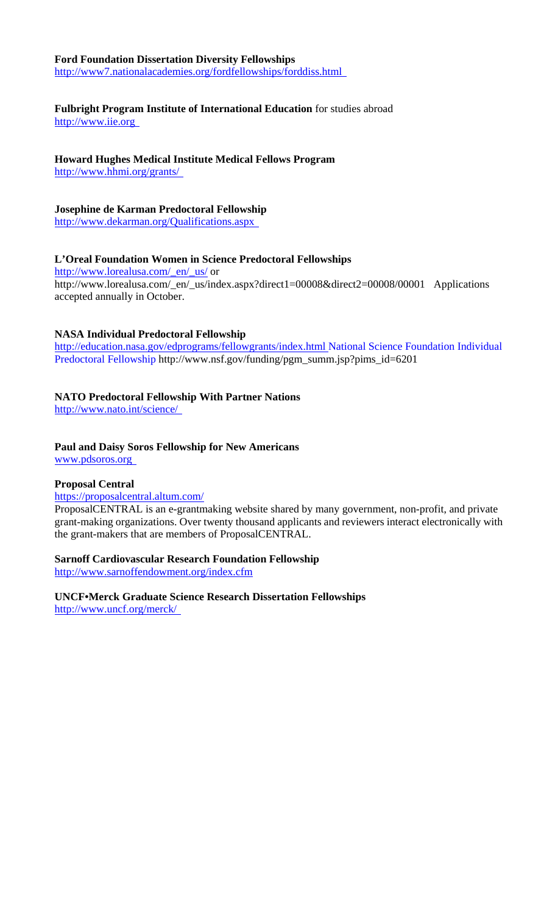**Ford Foundation Dissertation Diversity Fellowships**
http://www7.nationalacademies.org/fordfellowships/forddiss.html

**Fulbright Program Institute of International Education** for studies abroad
http://www.iie.org

**Howard Hughes Medical Institute Medical Fellows Program**
http://www.hhmi.org/grants/

**Josephine de Karman Predoctoral Fellowship**
http://www.dekarman.org/Qualifications.aspx

**L'Oreal Foundation Women in Science Predoctoral Fellowships**
http://www.lorealusa.com/_en/_us/ or
http://www.lorealusa.com/_en/_us/index.aspx?direct1=00008&direct2=00008/00001 Applications accepted annually in October.

**NASA Individual Predoctoral Fellowship**
http://education.nasa.gov/edprograms/fellowgrants/index.html National Science Foundation Individual Predoctoral Fellowship http://www.nsf.gov/funding/pgm_summ.jsp?pims_id=6201

**NATO Predoctoral Fellowship With Partner Nations**
http://www.nato.int/science/

**Paul and Daisy Soros Fellowship for New Americans**
www.pdsoros.org

**Proposal Central**
https://proposalcentral.altum.com/
ProposalCENTRAL is an e-grantmaking website shared by many government, non-profit, and private grant-making organizations. Over twenty thousand applicants and reviewers interact electronically with the grant-makers that are members of ProposalCENTRAL.

**Sarnoff Cardiovascular Research Foundation Fellowship**
http://www.sarnoffendowment.org/index.cfm

**UNCF•Merck Graduate Science Research Dissertation Fellowships**
http://www.uncf.org/merck/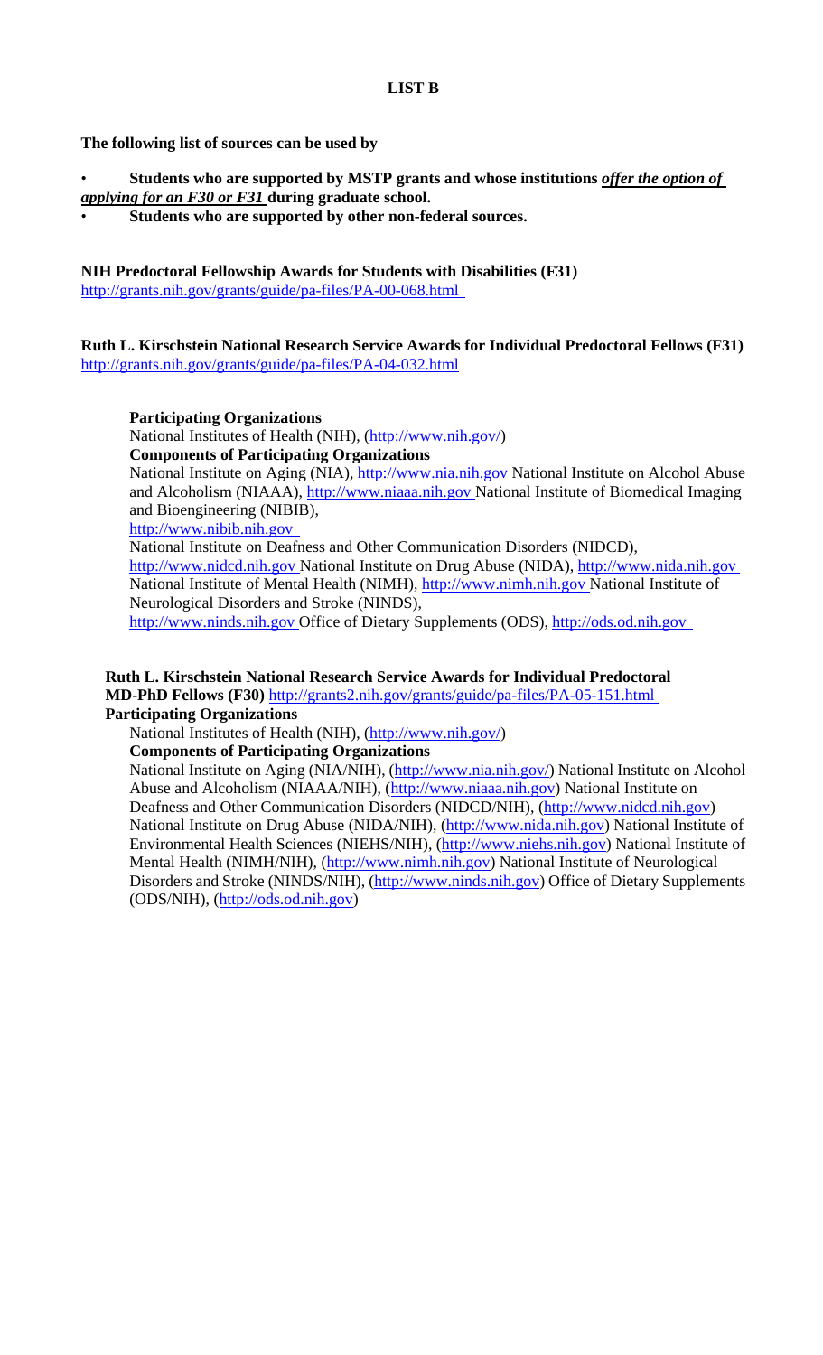**LIST B**

**The following list of sources can be used by**

- **Students who are supported by MSTP grants and whose institutions *offer the option of applying for an F30 or F31* during graduate school.**
- **Students who are supported by other non-federal sources.**

**NIH Predoctoral Fellowship Awards for Students with Disabilities (F31)**
http://grants.nih.gov/grants/guide/pa-files/PA-00-068.html

**Ruth L. Kirschstein National Research Service Awards for Individual Predoctoral Fellows (F31)**
http://grants.nih.gov/grants/guide/pa-files/PA-04-032.html

**Participating Organizations**
National Institutes of Health (NIH), (http://www.nih.gov/)
**Components of Participating Organizations**
National Institute on Aging (NIA), http://www.nia.nih.gov National Institute on Alcohol Abuse and Alcoholism (NIAAA), http://www.niaaa.nih.gov National Institute of Biomedical Imaging and Bioengineering (NIBIB),
http://www.nibib.nih.gov
National Institute on Deafness and Other Communication Disorders (NIDCD),
http://www.nidcd.nih.gov National Institute on Drug Abuse (NIDA), http://www.nida.nih.gov National Institute of Mental Health (NIMH), http://www.nimh.nih.gov National Institute of Neurological Disorders and Stroke (NINDS),
http://www.ninds.nih.gov Office of Dietary Supplements (ODS), http://ods.od.nih.gov

**Ruth L. Kirschstein National Research Service Awards for Individual Predoctoral MD-PhD Fellows (F30)** http://grants2.nih.gov/grants/guide/pa-files/PA-05-151.html
**Participating Organizations**
National Institutes of Health (NIH), (http://www.nih.gov/)
**Components of Participating Organizations**
National Institute on Aging (NIA/NIH), (http://www.nia.nih.gov/) National Institute on Alcohol Abuse and Alcoholism (NIAAA/NIH), (http://www.niaaa.nih.gov) National Institute on Deafness and Other Communication Disorders (NIDCD/NIH), (http://www.nidcd.nih.gov) National Institute on Drug Abuse (NIDA/NIH), (http://www.nida.nih.gov) National Institute of Environmental Health Sciences (NIEHS/NIH), (http://www.niehs.nih.gov) National Institute of Mental Health (NIMH/NIH), (http://www.nimh.nih.gov) National Institute of Neurological Disorders and Stroke (NINDS/NIH), (http://www.ninds.nih.gov) Office of Dietary Supplements (ODS/NIH), (http://ods.od.nih.gov)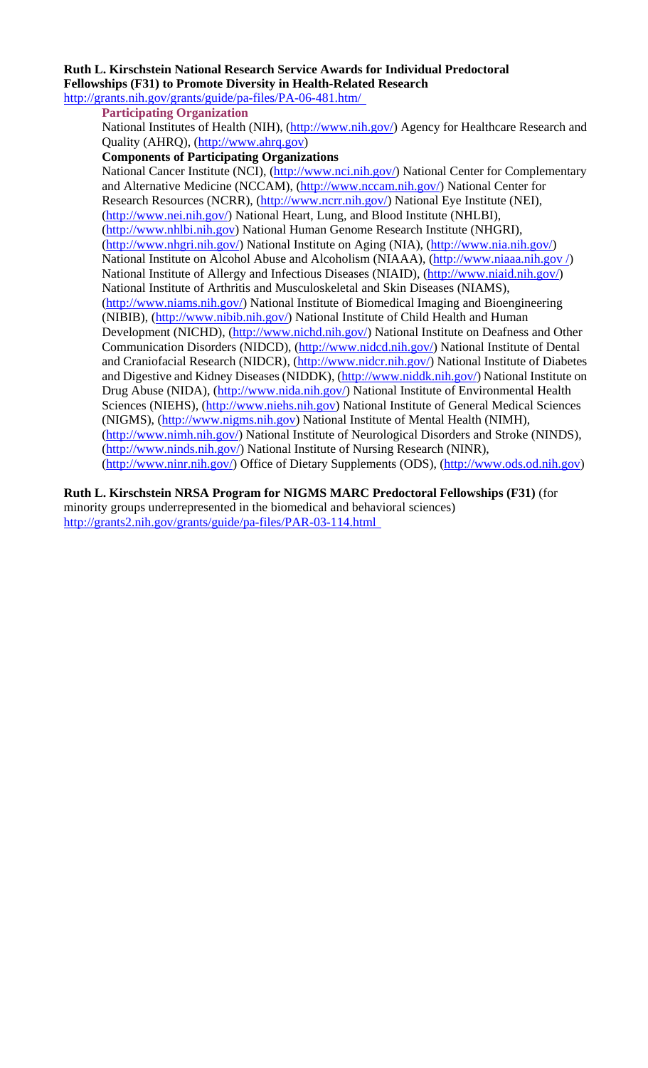**Ruth L. Kirschstein National Research Service Awards for Individual Predoctoral Fellowships (F31) to Promote Diversity in Health-Related Research**
http://grants.nih.gov/grants/guide/pa-files/PA-06-481.htm/

**Participating Organization**

National Institutes of Health (NIH), (http://www.nih.gov/) Agency for Healthcare Research and Quality (AHRQ), (http://www.ahrq.gov)

**Components of Participating Organizations**

National Cancer Institute (NCI), (http://www.nci.nih.gov/) National Center for Complementary and Alternative Medicine (NCCAM), (http://www.nccam.nih.gov/) National Center for Research Resources (NCRR), (http://www.ncrr.nih.gov/) National Eye Institute (NEI), (http://www.nei.nih.gov/) National Heart, Lung, and Blood Institute (NHLBI), (http://www.nhlbi.nih.gov) National Human Genome Research Institute (NHGRI), (http://www.nhgri.nih.gov/) National Institute on Aging (NIA), (http://www.nia.nih.gov/) National Institute on Alcohol Abuse and Alcoholism (NIAAA), (http://www.niaaa.nih.gov /) National Institute of Allergy and Infectious Diseases (NIAID), (http://www.niaid.nih.gov/) National Institute of Arthritis and Musculoskeletal and Skin Diseases (NIAMS), (http://www.niams.nih.gov/) National Institute of Biomedical Imaging and Bioengineering (NIBIB), (http://www.nibib.nih.gov/) National Institute of Child Health and Human Development (NICHD), (http://www.nichd.nih.gov/) National Institute on Deafness and Other Communication Disorders (NIDCD), (http://www.nidcd.nih.gov/) National Institute of Dental and Craniofacial Research (NIDCR), (http://www.nidcr.nih.gov/) National Institute of Diabetes and Digestive and Kidney Diseases (NIDDK), (http://www.niddk.nih.gov/) National Institute on Drug Abuse (NIDA), (http://www.nida.nih.gov/) National Institute of Environmental Health Sciences (NIEHS), (http://www.niehs.nih.gov) National Institute of General Medical Sciences (NIGMS), (http://www.nigms.nih.gov) National Institute of Mental Health (NIMH), (http://www.nimh.nih.gov/) National Institute of Neurological Disorders and Stroke (NINDS), (http://www.ninds.nih.gov/) National Institute of Nursing Research (NINR), (http://www.ninr.nih.gov/) Office of Dietary Supplements (ODS), (http://www.ods.od.nih.gov)

**Ruth L. Kirschstein NRSA Program for NIGMS MARC Predoctoral Fellowships (F31)** (for minority groups underrepresented in the biomedical and behavioral sciences)
http://grants2.nih.gov/grants/guide/pa-files/PAR-03-114.html